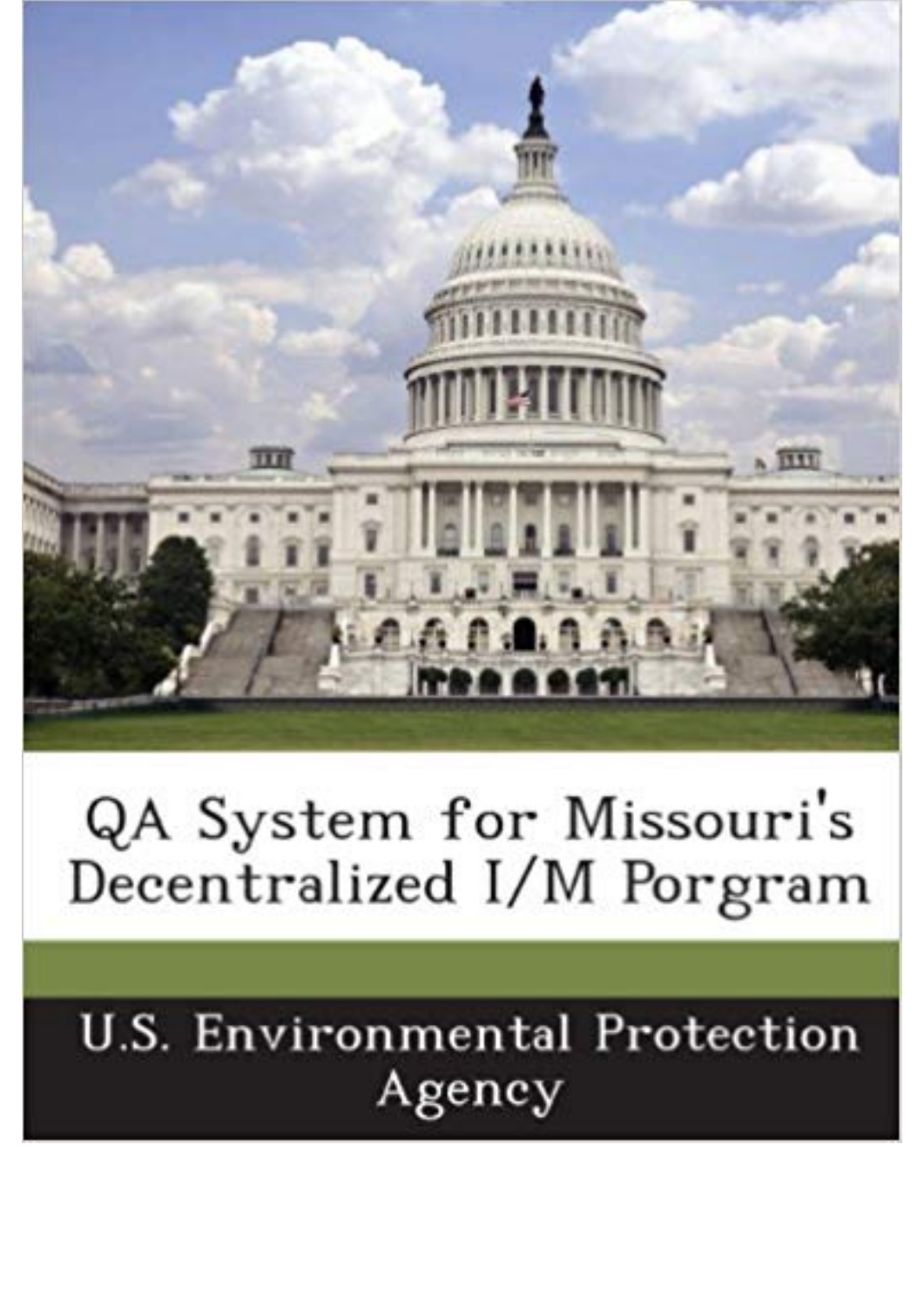# QA System for Missouri's Decentralized I/M Porgram

U.S. Environmental Protection Agency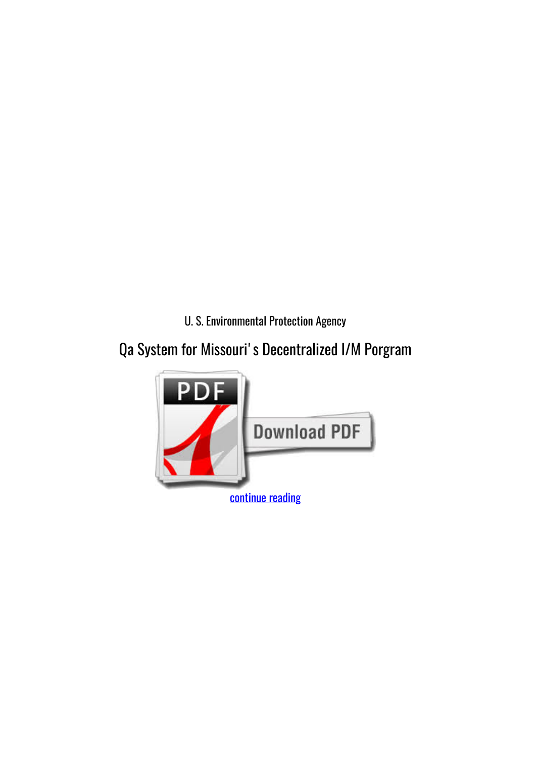U. S. Environmental Protection Agency

# Qa System for Missouri' s Decentralized I/M Porgram

continue reading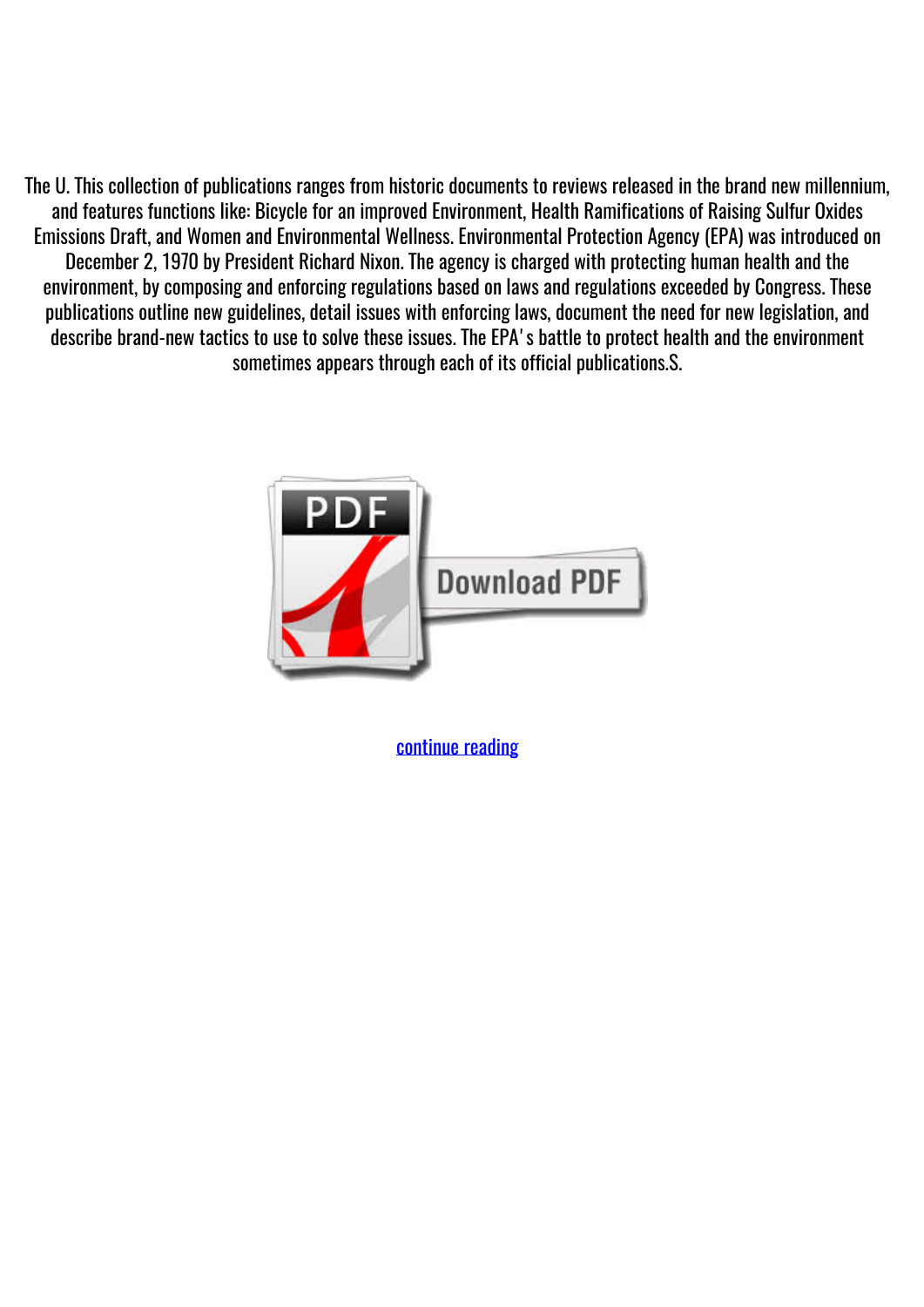The U. This collection of publications ranges from historic documents to reviews released in the brand new millennium, and features functions like: Bicycle for an improved Environment, Health Ramifications of Raising Sulfur Oxides Emissions Draft, and Women and Environmental Wellness. Environmental Protection Agency (EPA) was introduced on December 2, 1970 by President Richard Nixon. The agency is charged with protecting human health and the environment, by composing and enforcing regulations based on laws and regulations exceeded by Congress. These publications outline new guidelines, detail issues with enforcing laws, document the need for new legislation, and describe brand-new tactics to use to solve these issues. The EPA's battle to protect health and the environment sometimes appears through each of its official publications.S.

continue reading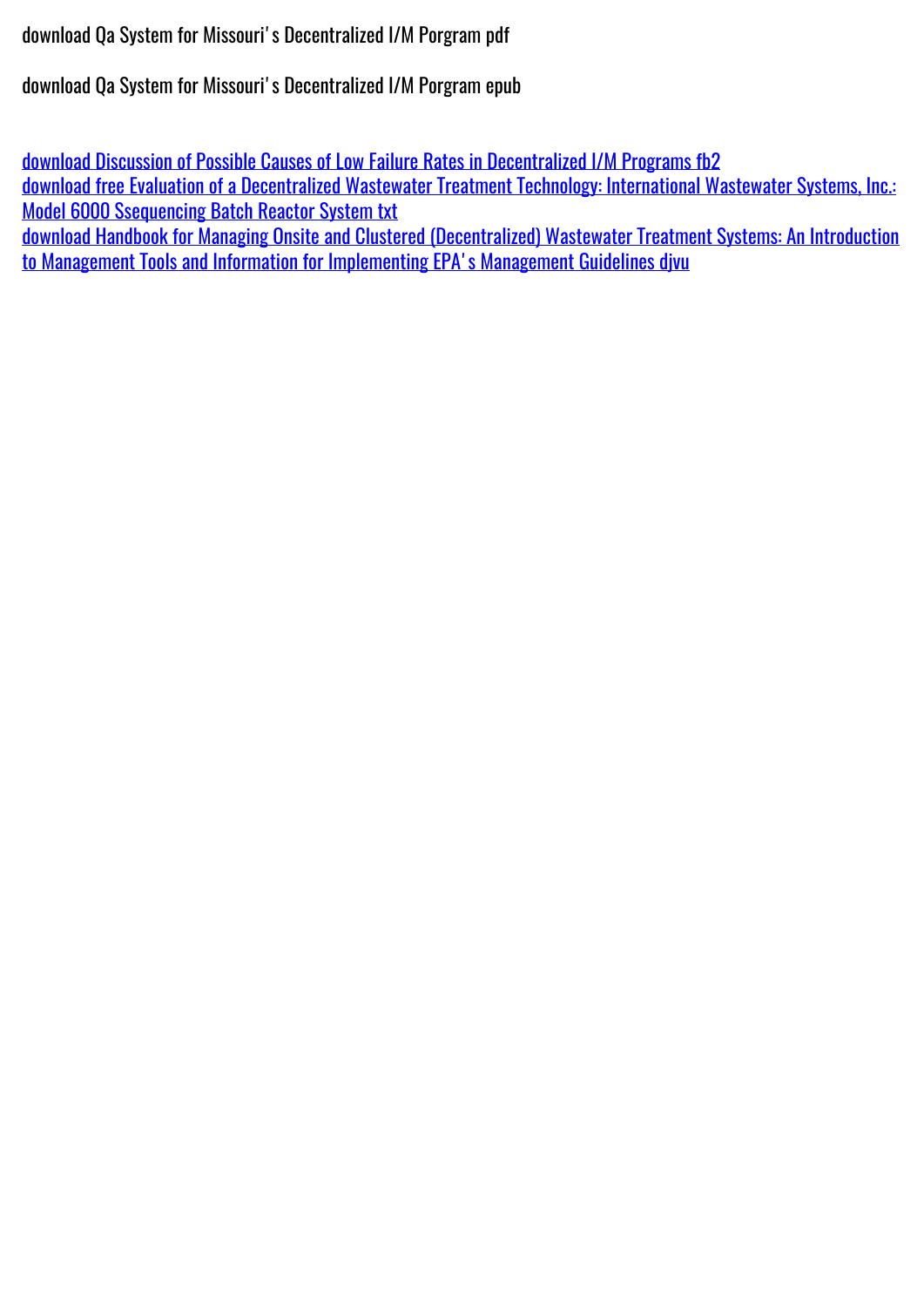download Qa System for Missouri' s Decentralized I/M Porgram pdf

download Qa System for Missouri' s Decentralized I/M Porgram epub

download Discussion of Possible Causes of Low Failure Rates in Decentralized I/M Programs fb2
download free Evaluation of a Decentralized Wastewater Treatment Technology: International Wastewater Systems, Inc.: Model 6000 Ssequencing Batch Reactor System txt
download Handbook for Managing Onsite and Clustered (Decentralized) Wastewater Treatment Systems: An Introduction to Management Tools and Information for Implementing EPA' s Management Guidelines djvu